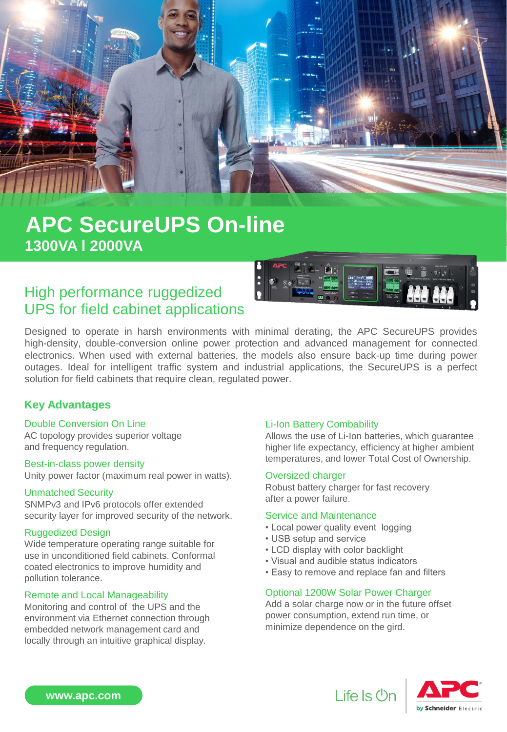# APC SecureUPS On-line

## 1300VA I 2000VA

## High performance ruggedized UPS for field cabinet applications

Designed to operate in harsh environments with minimal derating, the APC SecureUPS provides high-density, double-conversion online power protection and advanced management for connected electronics. When used with external batteries, the models also ensure back-up time during power outages. Ideal for intelligent traffic system and industrial applications, the SecureUPS is a perfect solution for field cabinets that require clean, regulated power.

## Key Advantages

### Double Conversion On Line

AC topology provides superior voltage and frequency regulation.

### Best-in-class power density

Unity power factor (maximum real power in watts).

### Unmatched Security

SNMPv3 and IPv6 protocols offer extended security layer for improved security of the network.

### Ruggedized Design

Wide temperature operating range suitable for use in unconditioned field cabinets. Conformal coated electronics to improve humidity and pollution tolerance.

### Remote and Local Manageability

Monitoring and control of the UPS and the environment via Ethernet connection through embedded network management card and locally through an intuitive graphical display.

### Li-Ion Battery Combability

Allows the use of Li-Ion batteries, which guarantee higher life expectancy, efficiency at higher ambient temperatures, and lower Total Cost of Ownership.

### Oversized charger

Robust battery charger for fast recovery after a power failure.

### Service and Maintenance

- Local power quality event logging
- USB setup and service
- LCD display with color backlight
- Visual and audible status indicators
- Easy to remove and replace fan and filters

### Optional 1200W Solar Power Charger

Add a solar charge now or in the future offset power consumption, extend run time, or minimize dependence on the gird.

www.apc.com

Life Is On | APC by Schneider Electric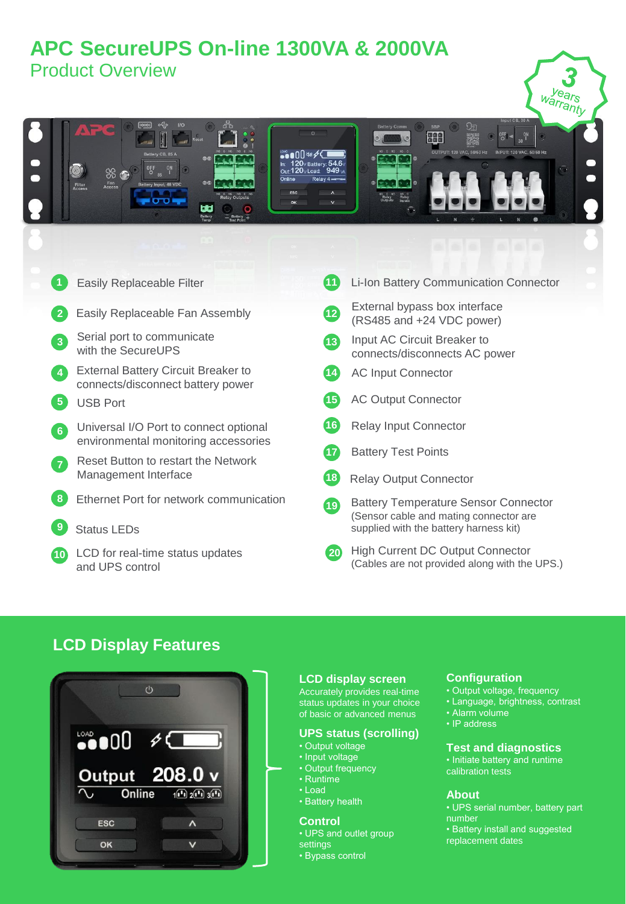# APC SecureUPS On-line 1300VA & 2000VA

## Product Overview

3 years warranty

1. Easily Replaceable Filter
2. Easily Replaceable Fan Assembly
3. Serial port to communicate with the SecureUPS
4. External Battery Circuit Breaker to connects/disconnect battery power
5. USB Port
6. Universal I/O Port to connect optional environmental monitoring accessories
7. Reset Button to restart the Network Management Interface
8. Ethernet Port for network communication
9. Status LEDs
10. LCD for real-time status updates and UPS control
11. Li-Ion Battery Communication Connector
12. External bypass box interface (RS485 and +24 VDC power)
13. Input AC Circuit Breaker to connects/disconnects AC power
14. AC Input Connector
15. AC Output Connector
16. Relay Input Connector
17. Battery Test Points
18. Relay Output Connector
19. Battery Temperature Sensor Connector (Sensor cable and mating connector are supplied with the battery harness kit)
20. High Current DC Output Connector (Cables are not provided along with the UPS.)

## LCD Display Features

### LCD display screen

Accurately provides real-time status updates in your choice of basic or advanced menus

### UPS status (scrolling)

- Output voltage
- Input voltage
- Output frequency
- Runtime
- Load
- Battery health

### Control

- UPS and outlet group settings
- Bypass control

### Configuration

- Output voltage, frequency
- Language, brightness, contrast
- Alarm volume
- IP address

### Test and diagnostics

- Initiate battery and runtime calibration tests

### About

- UPS serial number, battery part number
- Battery install and suggested replacement dates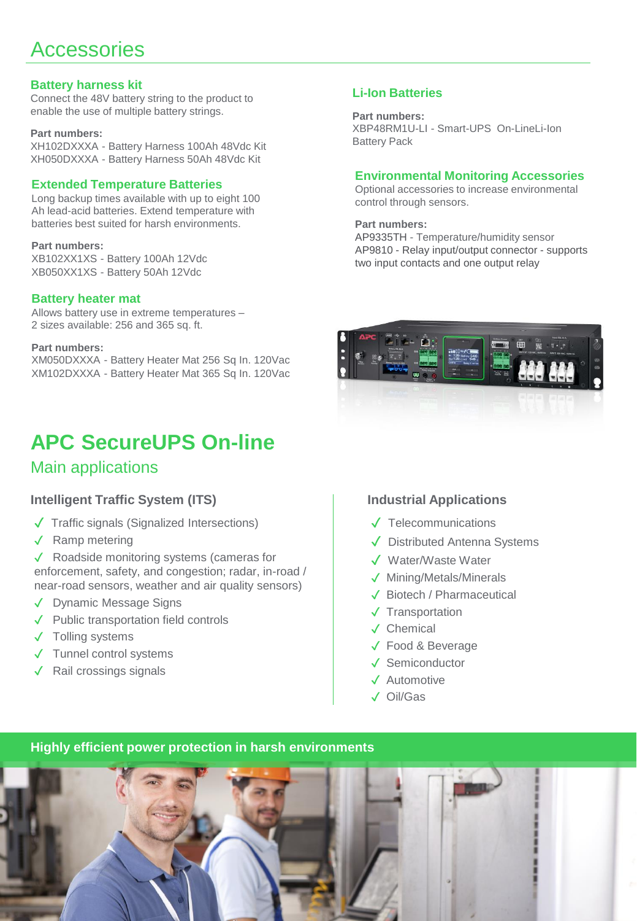# Accessories

### Battery harness kit

Connect the 48V battery string to the product to enable the use of multiple battery strings.

**Part numbers:**
XH102DXXXA - Battery Harness 100Ah 48Vdc Kit
XH050DXXXA - Battery Harness 50Ah 48Vdc Kit

### Extended Temperature Batteries

Long backup times available with up to eight 100 Ah lead-acid batteries. Extend temperature with batteries best suited for harsh environments.

**Part numbers:**
XB102XX1XS - Battery 100Ah 12Vdc
XB050XX1XS - Battery 50Ah 12Vdc

### Battery heater mat

Allows battery use in extreme temperatures – 2 sizes available: 256 and 365 sq. ft.

**Part numbers:**
XM050DXXXA - Battery Heater Mat 256 Sq In. 120Vac
XM102DXXXA - Battery Heater Mat 365 Sq In. 120Vac

### Li-Ion Batteries

**Part numbers:**
XBP48RM1U-LI - Smart-UPS On-LineLi-Ion Battery Pack

### Environmental Monitoring Accessories

Optional accessories to increase environmental control through sensors.

**Part numbers:**
AP9335TH - Temperature/humidity sensor
AP9810 - Relay input/output connector - supports two input contacts and one output relay

# APC SecureUPS On-line

## Main applications

### Intelligent Traffic System (ITS)

- ✓ Traffic signals (Signalized Intersections)
- ✓ Ramp metering
- ✓ Roadside monitoring systems (cameras for enforcement, safety, and congestion; radar, in-road / near-road sensors, weather and air quality sensors)
- ✓ Dynamic Message Signs
- ✓ Public transportation field controls
- ✓ Tolling systems
- ✓ Tunnel control systems
- ✓ Rail crossings signals

### Industrial Applications

- ✓ Telecommunications
- ✓ Distributed Antenna Systems
- ✓ Water/Waste Water
- ✓ Mining/Metals/Minerals
- ✓ Biotech / Pharmaceutical
- ✓ Transportation
- ✓ Chemical
- ✓ Food & Beverage
- ✓ Semiconductor
- ✓ Automotive
- ✓ Oil/Gas

**Highly efficient power protection in harsh environments**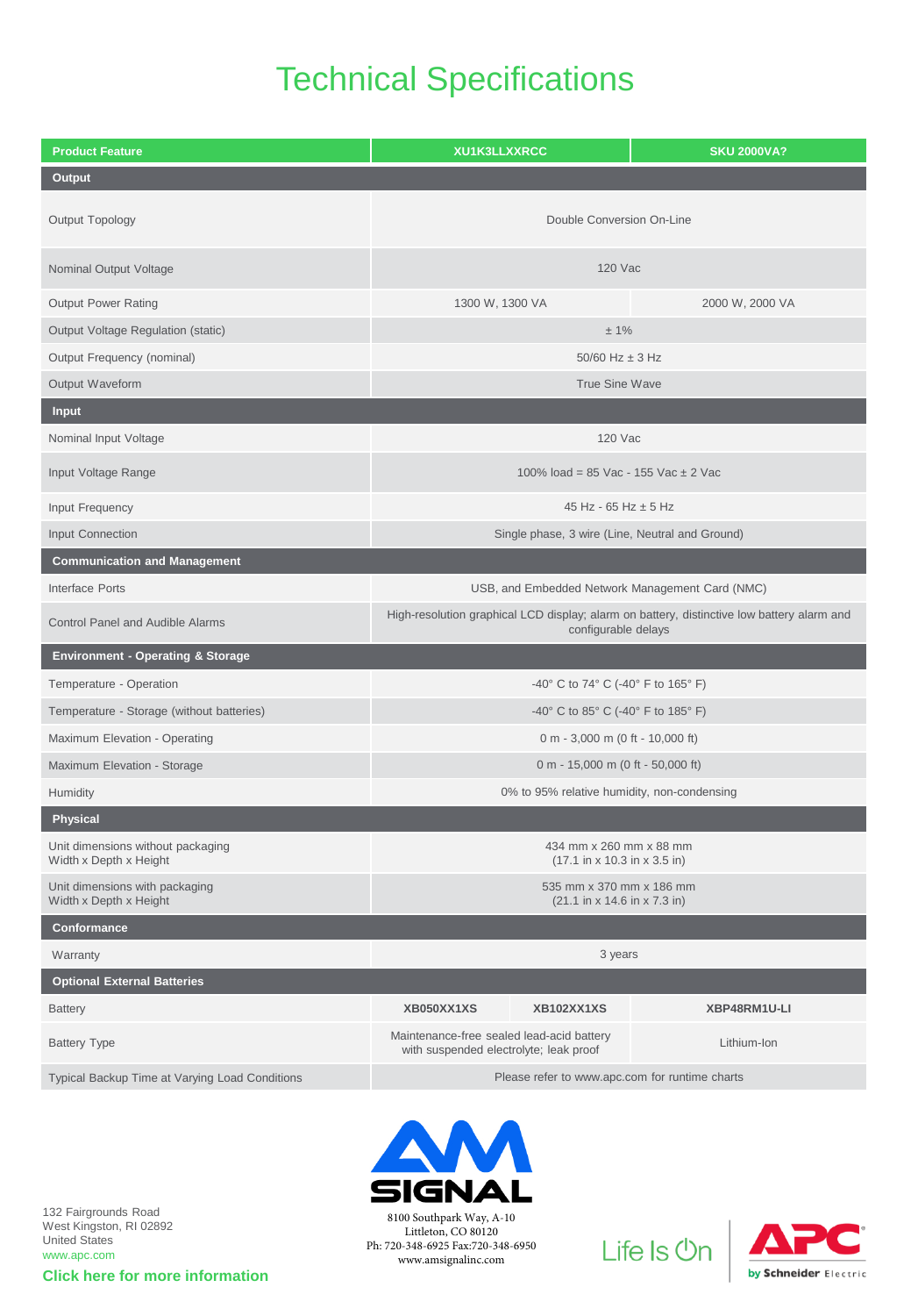# Technical Specifications

| Product Feature | XU1K3LLXXRCC | | SKU 2000VA? |
|---|---|---|---|
| **Output** | | | |
| Output Topology | Double Conversion On-Line | | |
| Nominal Output Voltage | 120 Vac | | |
| Output Power Rating | 1300 W, 1300 VA | | 2000 W, 2000 VA |
| Output Voltage Regulation (static) | ± 1% | | |
| Output Frequency (nominal) | 50/60 Hz ± 3 Hz | | |
| Output Waveform | True Sine Wave | | |
| **Input** | | | |
| Nominal Input Voltage | 120 Vac | | |
| Input Voltage Range | 100% load = 85 Vac - 155 Vac ± 2 Vac | | |
| Input Frequency | 45 Hz - 65 Hz ± 5 Hz | | |
| Input Connection | Single phase, 3 wire (Line, Neutral and Ground) | | |
| **Communication and Management** | | | |
| Interface Ports | USB, and Embedded Network Management Card (NMC) | | |
| Control Panel and Audible Alarms | High-resolution graphical LCD display; alarm on battery, distinctive low battery alarm and configurable delays | | |
| **Environment - Operating & Storage** | | | |
| Temperature - Operation | -40° C to 74° C (-40° F to 165° F) | | |
| Temperature - Storage (without batteries) | -40° C to 85° C (-40° F to 185° F) | | |
| Maximum Elevation - Operating | 0 m - 3,000 m (0 ft - 10,000 ft) | | |
| Maximum Elevation - Storage | 0 m - 15,000 m (0 ft - 50,000 ft) | | |
| Humidity | 0% to 95% relative humidity, non-condensing | | |
| **Physical** | | | |
| Unit dimensions without packaging Width x Depth x Height | 434 mm x 260 mm x 88 mm (17.1 in x 10.3 in x 3.5 in) | | |
| Unit dimensions with packaging Width x Depth x Height | 535 mm x 370 mm x 186 mm (21.1 in x 14.6 in x 7.3 in) | | |
| **Conformance** | | | |
| Warranty | 3 years | | |
| **Optional External Batteries** | | | |
| Battery | **XB050XX1XS** | **XB102XX1XS** | **XBP48RM1U-LI** |
| Battery Type | Maintenance-free sealed lead-acid battery with suspended electrolyte; leak proof | | Lithium-Ion |
| Typical Backup Time at Varying Load Conditions | Please refer to www.apc.com for runtime charts | | |

132 Fairgrounds Road
West Kingston, RI 02892
United States
www.apc.com

**Click here for more information**

AM SIGNAL
8100 Southpark Way, A-10
Littleton, CO 80120
Ph: 720-348-6925 Fax:720-348-6950
www.amsignalinc.com

Life Is On

APC by Schneider Electric